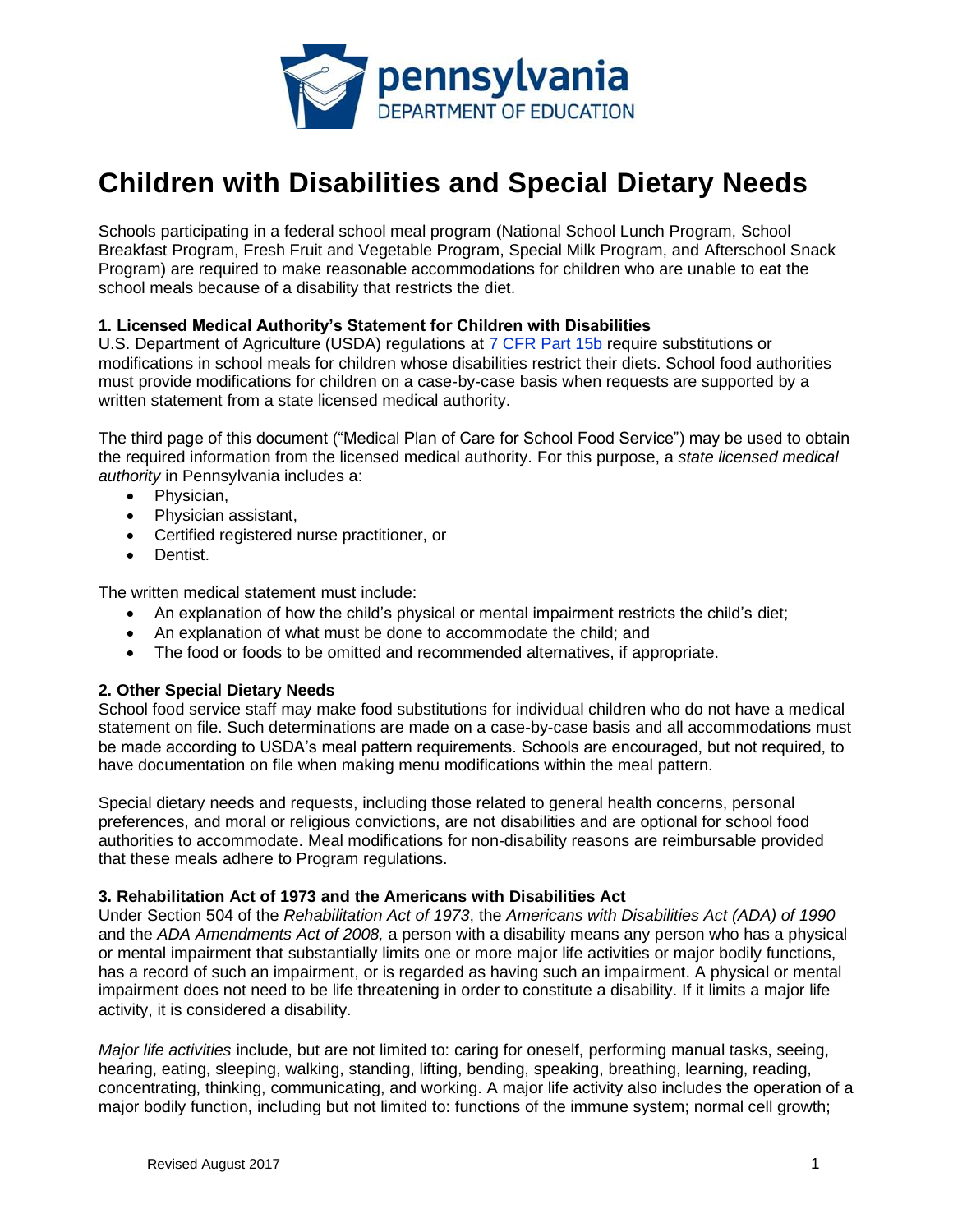# Children with Disabilities and Special Dietary Needs

Schools participating in a federal school meal program (National School Lunch Program, School Breakfast Program, Fresh Fruit and Vegetable Program, Special Milk Program, and Afterschool Snack Program) are required to make reasonable accommodations for children who are unable to eat the school meals because of a disability that restricts the diet.

### 1. Licensed Medical Authority's Statement for Children with Disabilities

U.S. Department of Agriculture (USDA) regulations at [7 CFR Part 15b] require substitutions or modifications in school meals for children whose disabilities restrict their diets. School food authorities must provide modifications for children on a case-by-case basis when requests are supported by a written statement from a state licensed medical authority.

The third page of this document ("Medical Plan of Care for School Food Service") may be used to obtain the required information from the licensed medical authority. For this purpose, a *state licensed medical authority* in Pennsylvania includes a:

- Physician,
- Physician assistant,
- Certified registered nurse practitioner, or
- Dentist.

The written medical statement must include:

- An explanation of how the child's physical or mental impairment restricts the child's diet;
- An explanation of what must be done to accommodate the child; and
- The food or foods to be omitted and recommended alternatives, if appropriate.

### 2. Other Special Dietary Needs

School food service staff may make food substitutions for individual children who do not have a medical statement on file. Such determinations are made on a case-by-case basis and all accommodations must be made according to USDA's meal pattern requirements. Schools are encouraged, but not required, to have documentation on file when making menu modifications within the meal pattern.

Special dietary needs and requests, including those related to general health concerns, personal preferences, and moral or religious convictions, are not disabilities and are optional for school food authorities to accommodate. Meal modifications for non-disability reasons are reimbursable provided that these meals adhere to Program regulations.

### 3. Rehabilitation Act of 1973 and the Americans with Disabilities Act

Under Section 504 of the *Rehabilitation Act of 1973*, the *Americans with Disabilities Act (ADA) of 1990* and the *ADA Amendments Act of 2008,* a person with a disability means any person who has a physical or mental impairment that substantially limits one or more major life activities or major bodily functions, has a record of such an impairment, or is regarded as having such an impairment. A physical or mental impairment does not need to be life threatening in order to constitute a disability. If it limits a major life activity, it is considered a disability.

*Major life activities* include, but are not limited to: caring for oneself, performing manual tasks, seeing, hearing, eating, sleeping, walking, standing, lifting, bending, speaking, breathing, learning, reading, concentrating, thinking, communicating, and working. A major life activity also includes the operation of a major bodily function, including but not limited to: functions of the immune system; normal cell growth;

Revised August 2017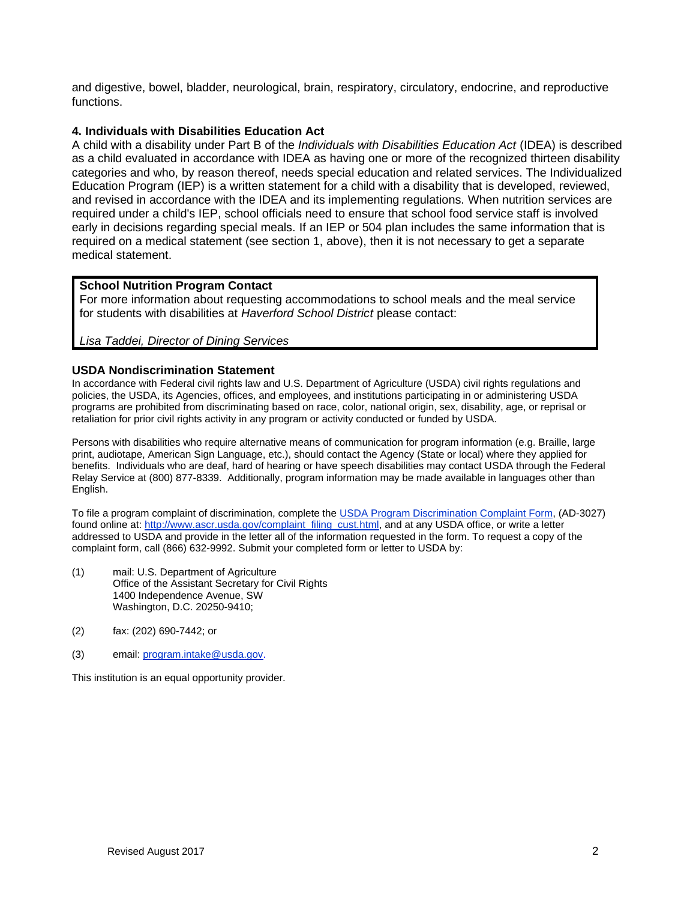and digestive, bowel, bladder, neurological, brain, respiratory, circulatory, endocrine, and reproductive functions.

### 4. Individuals with Disabilities Education Act

A child with a disability under Part B of the *Individuals with Disabilities Education Act* (IDEA) is described as a child evaluated in accordance with IDEA as having one or more of the recognized thirteen disability categories and who, by reason thereof, needs special education and related services. The Individualized Education Program (IEP) is a written statement for a child with a disability that is developed, reviewed, and revised in accordance with the IDEA and its implementing regulations. When nutrition services are required under a child's IEP, school officials need to ensure that school food service staff is involved early in decisions regarding special meals. If an IEP or 504 plan includes the same information that is required on a medical statement (see section 1, above), then it is not necessary to get a separate medical statement.

**School Nutrition Program Contact**

For more information about requesting accommodations to school meals and the meal service for students with disabilities at *Haverford School District* please contact:

*Lisa Taddei, Director of Dining Services*

### USDA Nondiscrimination Statement

In accordance with Federal civil rights law and U.S. Department of Agriculture (USDA) civil rights regulations and policies, the USDA, its Agencies, offices, and employees, and institutions participating in or administering USDA programs are prohibited from discriminating based on race, color, national origin, sex, disability, age, or reprisal or retaliation for prior civil rights activity in any program or activity conducted or funded by USDA.

Persons with disabilities who require alternative means of communication for program information (e.g. Braille, large print, audiotape, American Sign Language, etc.), should contact the Agency (State or local) where they applied for benefits. Individuals who are deaf, hard of hearing or have speech disabilities may contact USDA through the Federal Relay Service at (800) 877-8339. Additionally, program information may be made available in languages other than English.

To file a program complaint of discrimination, complete the [USDA Program Discrimination Complaint Form](http://www.ascr.usda.gov/complaint_filing_cust.html), (AD-3027) found online at: [http://www.ascr.usda.gov/complaint_filing_cust.html](http://www.ascr.usda.gov/complaint_filing_cust.html), and at any USDA office, or write a letter addressed to USDA and provide in the letter all of the information requested in the form. To request a copy of the complaint form, call (866) 632-9992. Submit your completed form or letter to USDA by:

(1) mail: U.S. Department of Agriculture
Office of the Assistant Secretary for Civil Rights
1400 Independence Avenue, SW
Washington, D.C. 20250-9410;

(2) fax: (202) 690-7442; or

(3) email: [program.intake@usda.gov](mailto:program.intake@usda.gov).

This institution is an equal opportunity provider.

Revised August 2017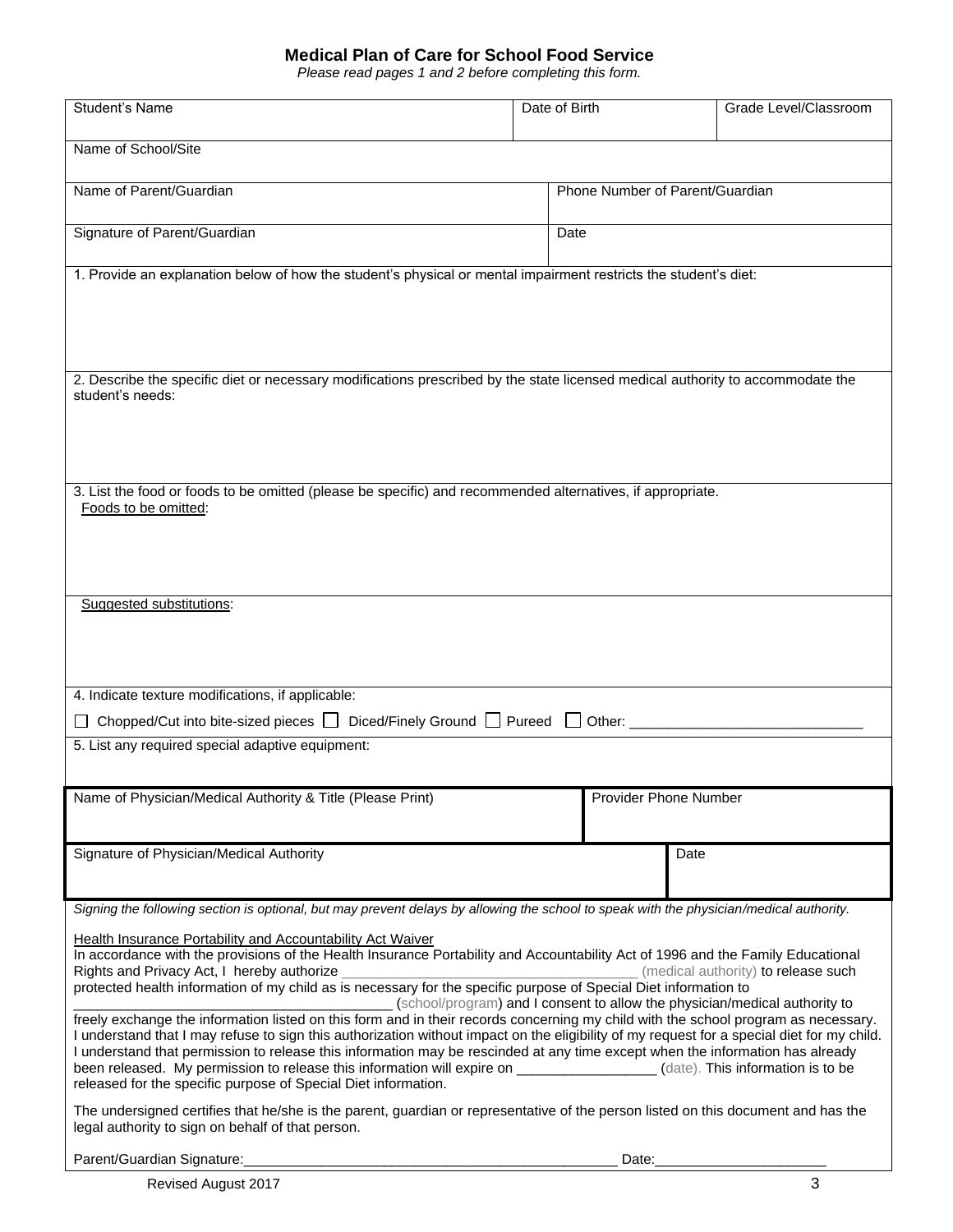# Medical Plan of Care for School Food Service

*Please read pages 1 and 2 before completing this form.*

| Student's Name | Date of Birth | Grade Level/Classroom |
|---|---|---|
| | | |

Name of School/Site

| Name of Parent/Guardian | Phone Number of Parent/Guardian |
|---|---|
| | |

| Signature of Parent/Guardian | Date |
|---|---|
| | |

1. Provide an explanation below of how the student's physical or mental impairment restricts the student's diet:

2. Describe the specific diet or necessary modifications prescribed by the state licensed medical authority to accommodate the student's needs:

3. List the food or foods to be omitted (please be specific) and recommended alternatives, if appropriate.

Foods to be omitted:

Suggested substitutions:

4. Indicate texture modifications, if applicable:

☐ Chopped/Cut into bite-sized pieces ☐ Diced/Finely Ground ☐ Pureed ☐ Other: ______________________________

5. List any required special adaptive equipment:

| Name of Physician/Medical Authority & Title (Please Print) | Provider Phone Number |
|---|---|
| | |

| Signature of Physician/Medical Authority | Date |
|---|---|
| | |

*Signing the following section is optional, but may prevent delays by allowing the school to speak with the physician/medical authority.*

Health Insurance Portability and Accountability Act Waiver

In accordance with the provisions of the Health Insurance Portability and Accountability Act of 1996 and the Family Educational Rights and Privacy Act, I hereby authorize _____________________________________ (medical authority) to release such protected health information of my child as is necessary for the specific purpose of Special Diet information to _________________________________________ (school/program) and I consent to allow the physician/medical authority to freely exchange the information listed on this form and in their records concerning my child with the school program as necessary. I understand that I may refuse to sign this authorization without impact on the eligibility of my request for a special diet for my child. I understand that permission to release this information may be rescinded at any time except when the information has already been released. My permission to release this information will expire on _________________ (date). This information is to be released for the specific purpose of Special Diet information.

The undersigned certifies that he/she is the parent, guardian or representative of the person listed on this document and has the legal authority to sign on behalf of that person.

Parent/Guardian Signature:__________________________________________________ Date:______________________

Revised August 2017